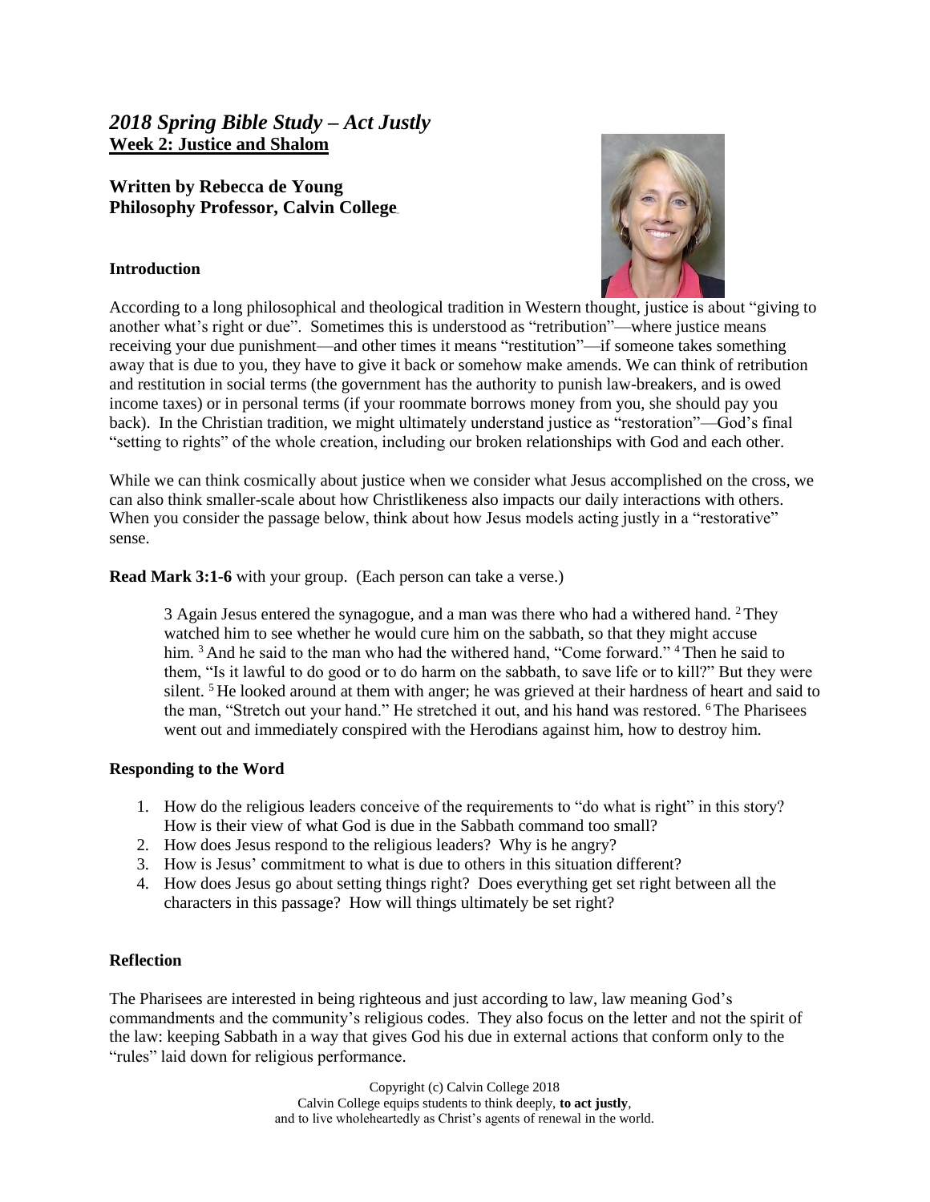## *2018 Spring Bible Study – Act Justly*

**Week 2: Justice and Shalom**

**Written by Rebecca de Young**
**Philosophy Professor, Calvin College**

### Introduction

According to a long philosophical and theological tradition in Western thought, justice is about "giving to another what's right or due". Sometimes this is understood as "retribution"—where justice means receiving your due punishment—and other times it means "restitution"—if someone takes something away that is due to you, they have to give it back or somehow make amends. We can think of retribution and restitution in social terms (the government has the authority to punish law-breakers, and is owed income taxes) or in personal terms (if your roommate borrows money from you, she should pay you back). In the Christian tradition, we might ultimately understand justice as "restoration"—God's final "setting to rights" of the whole creation, including our broken relationships with God and each other.

While we can think cosmically about justice when we consider what Jesus accomplished on the cross, we can also think smaller-scale about how Christlikeness also impacts our daily interactions with others. When you consider the passage below, think about how Jesus models acting justly in a "restorative" sense.

**Read Mark 3:1-6** with your group. (Each person can take a verse.)

> 3 Again Jesus entered the synagogue, and a man was there who had a withered hand. [2] They watched him to see whether he would cure him on the sabbath, so that they might accuse him. [3] And he said to the man who had the withered hand, "Come forward." [4] Then he said to them, "Is it lawful to do good or to do harm on the sabbath, to save life or to kill?" But they were silent. [5] He looked around at them with anger; he was grieved at their hardness of heart and said to the man, "Stretch out your hand." He stretched it out, and his hand was restored. [6] The Pharisees went out and immediately conspired with the Herodians against him, how to destroy him.

### Responding to the Word

1. How do the religious leaders conceive of the requirements to "do what is right" in this story? How is their view of what God is due in the Sabbath command too small?
2. How does Jesus respond to the religious leaders? Why is he angry?
3. How is Jesus' commitment to what is due to others in this situation different?
4. How does Jesus go about setting things right? Does everything get set right between all the characters in this passage? How will things ultimately be set right?

### Reflection

The Pharisees are interested in being righteous and just according to law, law meaning God's commandments and the community's religious codes. They also focus on the letter and not the spirit of the law: keeping Sabbath in a way that gives God his due in external actions that conform only to the "rules" laid down for religious performance.

Copyright (c) Calvin College 2018
Calvin College equips students to think deeply, **to act justly**,
and to live wholeheartedly as Christ's agents of renewal in the world.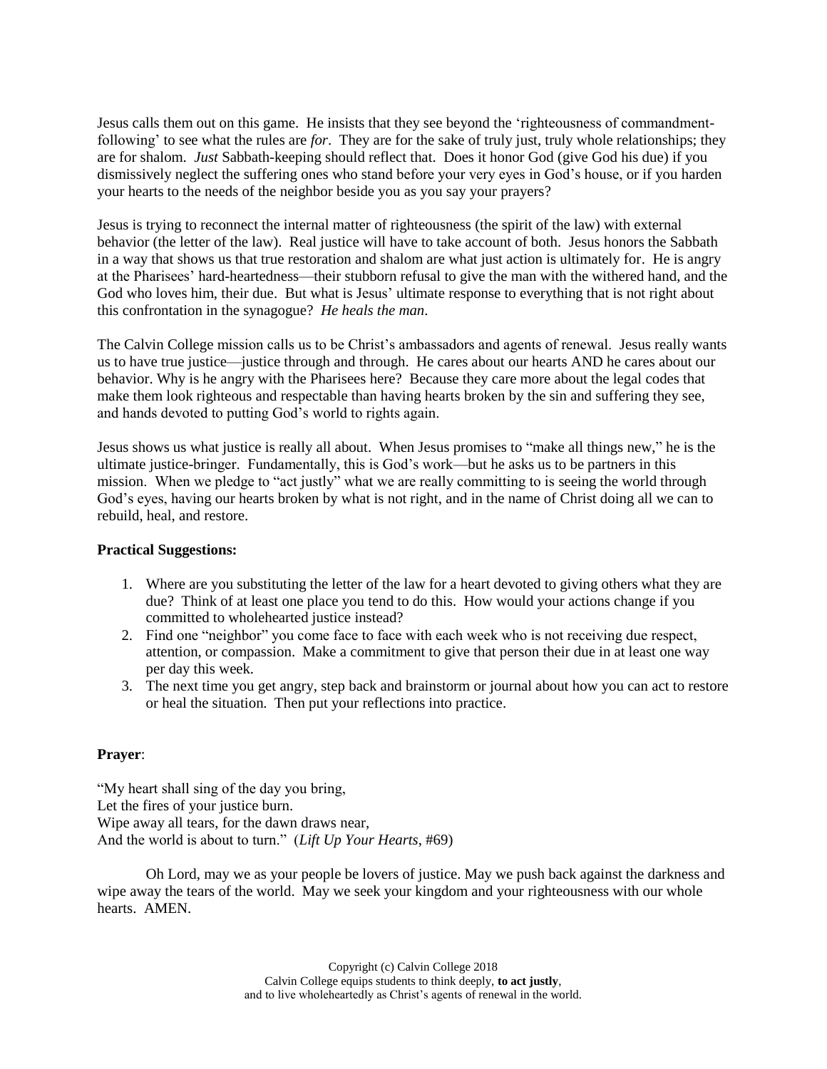Jesus calls them out on this game. He insists that they see beyond the 'righteousness of commandment-following' to see what the rules are *for*. They are for the sake of truly just, truly whole relationships; they are for shalom. *Just* Sabbath-keeping should reflect that. Does it honor God (give God his due) if you dismissively neglect the suffering ones who stand before your very eyes in God's house, or if you harden your hearts to the needs of the neighbor beside you as you say your prayers?

Jesus is trying to reconnect the internal matter of righteousness (the spirit of the law) with external behavior (the letter of the law). Real justice will have to take account of both. Jesus honors the Sabbath in a way that shows us that true restoration and shalom are what just action is ultimately for. He is angry at the Pharisees' hard-heartedness—their stubborn refusal to give the man with the withered hand, and the God who loves him, their due. But what is Jesus' ultimate response to everything that is not right about this confrontation in the synagogue? *He heals the man*.

The Calvin College mission calls us to be Christ's ambassadors and agents of renewal. Jesus really wants us to have true justice—justice through and through. He cares about our hearts AND he cares about our behavior. Why is he angry with the Pharisees here? Because they care more about the legal codes that make them look righteous and respectable than having hearts broken by the sin and suffering they see, and hands devoted to putting God's world to rights again.

Jesus shows us what justice is really all about. When Jesus promises to "make all things new," he is the ultimate justice-bringer. Fundamentally, this is God's work—but he asks us to be partners in this mission. When we pledge to "act justly" what we are really committing to is seeing the world through God's eyes, having our hearts broken by what is not right, and in the name of Christ doing all we can to rebuild, heal, and restore.

**Practical Suggestions:**

1. Where are you substituting the letter of the law for a heart devoted to giving others what they are due? Think of at least one place you tend to do this. How would your actions change if you committed to wholehearted justice instead?
2. Find one "neighbor" you come face to face with each week who is not receiving due respect, attention, or compassion. Make a commitment to give that person their due in at least one way per day this week.
3. The next time you get angry, step back and brainstorm or journal about how you can act to restore or heal the situation. Then put your reflections into practice.

**Prayer**:

"My heart shall sing of the day you bring,  
Let the fires of your justice burn.  
Wipe away all tears, for the dawn draws near,  
And the world is about to turn." (*Lift Up Your Hearts*, #69)

Oh Lord, may we as your people be lovers of justice. May we push back against the darkness and wipe away the tears of the world. May we seek your kingdom and your righteousness with our whole hearts. AMEN.

Copyright (c) Calvin College 2018  
Calvin College equips students to think deeply, **to act justly**,  
and to live wholeheartedly as Christ's agents of renewal in the world.